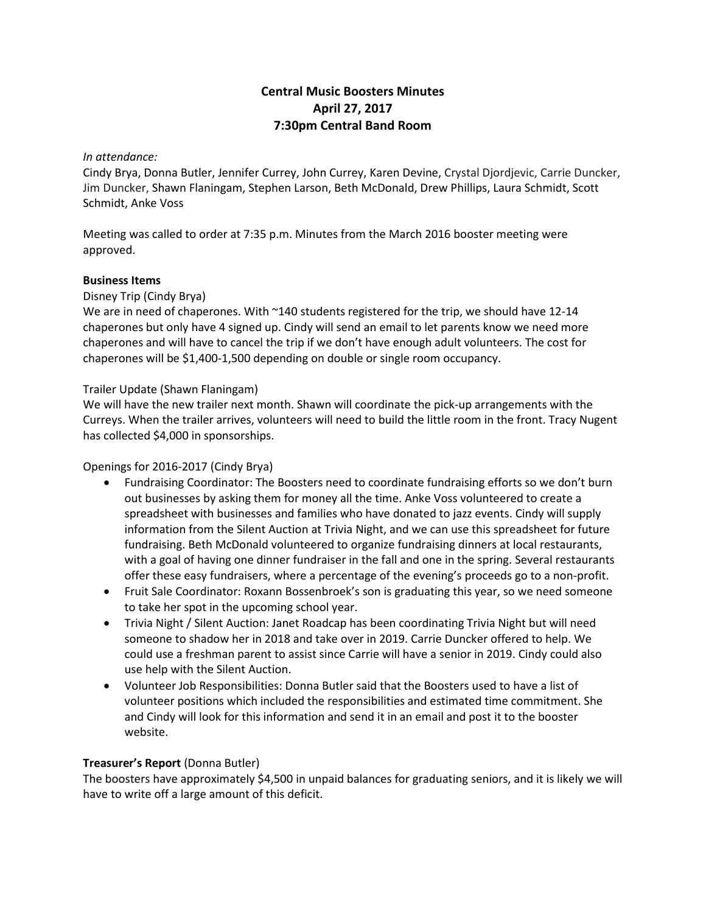# Central Music Boosters Minutes
# April 27, 2017
# 7:30pm Central Band Room

*In attendance:*

Cindy Brya, Donna Butler, Jennifer Currey, John Currey, Karen Devine, Crystal Djordjevic, Carrie Duncker, Jim Duncker, Shawn Flaningam, Stephen Larson, Beth McDonald, Drew Phillips, Laura Schmidt, Scott Schmidt, Anke Voss

Meeting was called to order at 7:35 p.m. Minutes from the March 2016 booster meeting were approved.

**Business Items**

Disney Trip (Cindy Brya)

We are in need of chaperones. With ~140 students registered for the trip, we should have 12-14 chaperones but only have 4 signed up. Cindy will send an email to let parents know we need more chaperones and will have to cancel the trip if we don't have enough adult volunteers. The cost for chaperones will be $1,400-1,500 depending on double or single room occupancy.

Trailer Update (Shawn Flaningam)

We will have the new trailer next month. Shawn will coordinate the pick-up arrangements with the Curreys. When the trailer arrives, volunteers will need to build the little room in the front. Tracy Nugent has collected $4,000 in sponsorships.

Openings for 2016-2017 (Cindy Brya)

- Fundraising Coordinator: The Boosters need to coordinate fundraising efforts so we don't burn out businesses by asking them for money all the time. Anke Voss volunteered to create a spreadsheet with businesses and families who have donated to jazz events. Cindy will supply information from the Silent Auction at Trivia Night, and we can use this spreadsheet for future fundraising. Beth McDonald volunteered to organize fundraising dinners at local restaurants, with a goal of having one dinner fundraiser in the fall and one in the spring. Several restaurants offer these easy fundraisers, where a percentage of the evening's proceeds go to a non-profit.
- Fruit Sale Coordinator: Roxann Bossenbroek's son is graduating this year, so we need someone to take her spot in the upcoming school year.
- Trivia Night / Silent Auction: Janet Roadcap has been coordinating Trivia Night but will need someone to shadow her in 2018 and take over in 2019. Carrie Duncker offered to help. We could use a freshman parent to assist since Carrie will have a senior in 2019. Cindy could also use help with the Silent Auction.
- Volunteer Job Responsibilities: Donna Butler said that the Boosters used to have a list of volunteer positions which included the responsibilities and estimated time commitment. She and Cindy will look for this information and send it in an email and post it to the booster website.

**Treasurer's Report** (Donna Butler)

The boosters have approximately $4,500 in unpaid balances for graduating seniors, and it is likely we will have to write off a large amount of this deficit.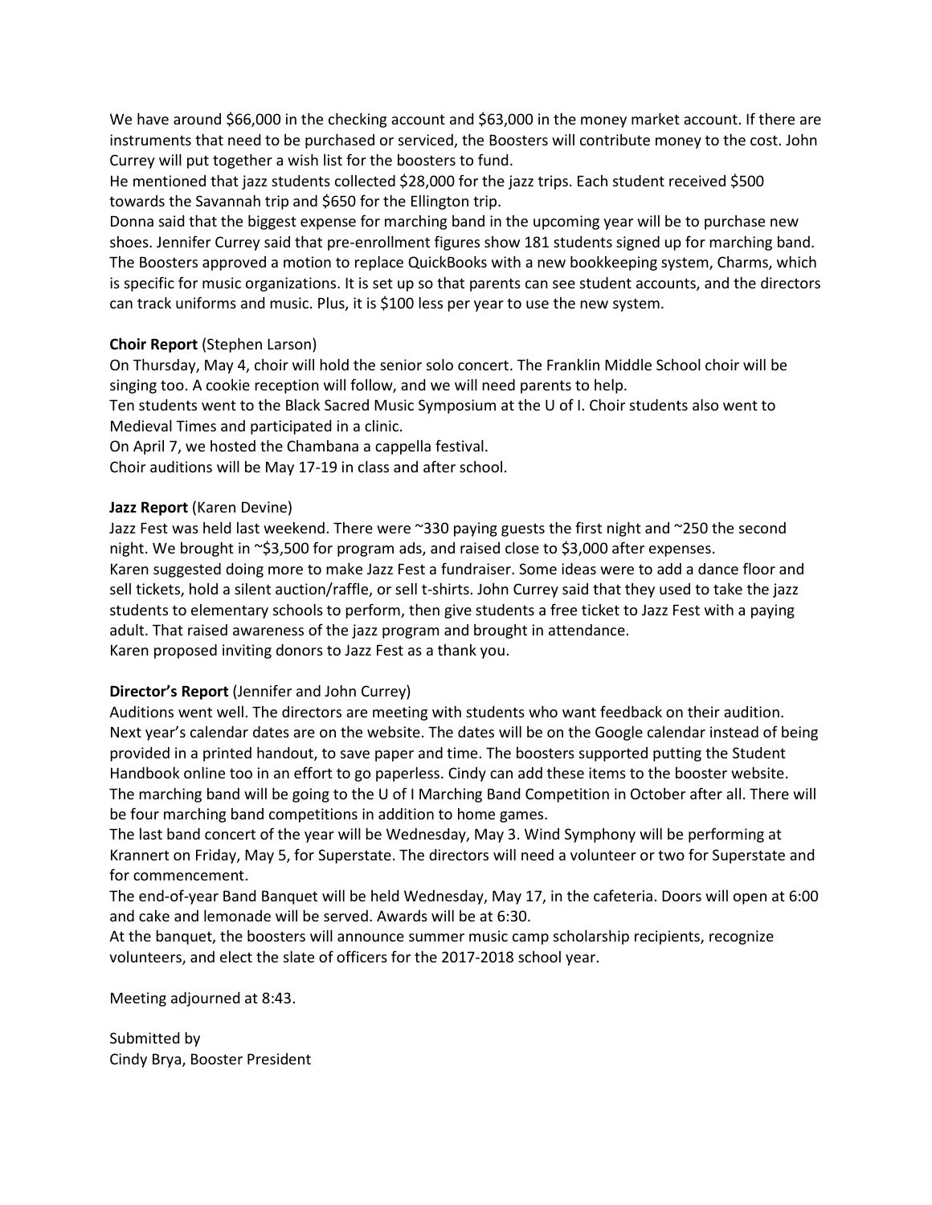We have around $66,000 in the checking account and $63,000 in the money market account. If there are instruments that need to be purchased or serviced, the Boosters will contribute money to the cost. John Currey will put together a wish list for the boosters to fund.

He mentioned that jazz students collected $28,000 for the jazz trips. Each student received $500 towards the Savannah trip and $650 for the Ellington trip.

Donna said that the biggest expense for marching band in the upcoming year will be to purchase new shoes. Jennifer Currey said that pre-enrollment figures show 181 students signed up for marching band. The Boosters approved a motion to replace QuickBooks with a new bookkeeping system, Charms, which is specific for music organizations. It is set up so that parents can see student accounts, and the directors can track uniforms and music. Plus, it is $100 less per year to use the new system.

**Choir Report** (Stephen Larson)

On Thursday, May 4, choir will hold the senior solo concert. The Franklin Middle School choir will be singing too. A cookie reception will follow, and we will need parents to help.

Ten students went to the Black Sacred Music Symposium at the U of I. Choir students also went to Medieval Times and participated in a clinic.

On April 7, we hosted the Chambana a cappella festival.

Choir auditions will be May 17-19 in class and after school.

**Jazz Report** (Karen Devine)

Jazz Fest was held last weekend. There were ~330 paying guests the first night and ~250 the second night. We brought in ~$3,500 for program ads, and raised close to $3,000 after expenses.

Karen suggested doing more to make Jazz Fest a fundraiser. Some ideas were to add a dance floor and sell tickets, hold a silent auction/raffle, or sell t-shirts. John Currey said that they used to take the jazz students to elementary schools to perform, then give students a free ticket to Jazz Fest with a paying adult. That raised awareness of the jazz program and brought in attendance.

Karen proposed inviting donors to Jazz Fest as a thank you.

**Director's Report** (Jennifer and John Currey)

Auditions went well. The directors are meeting with students who want feedback on their audition. Next year's calendar dates are on the website. The dates will be on the Google calendar instead of being provided in a printed handout, to save paper and time. The boosters supported putting the Student Handbook online too in an effort to go paperless. Cindy can add these items to the booster website.

The marching band will be going to the U of I Marching Band Competition in October after all. There will be four marching band competitions in addition to home games.

The last band concert of the year will be Wednesday, May 3. Wind Symphony will be performing at Krannert on Friday, May 5, for Superstate. The directors will need a volunteer or two for Superstate and for commencement.

The end-of-year Band Banquet will be held Wednesday, May 17, in the cafeteria. Doors will open at 6:00 and cake and lemonade will be served. Awards will be at 6:30.

At the banquet, the boosters will announce summer music camp scholarship recipients, recognize volunteers, and elect the slate of officers for the 2017-2018 school year.

Meeting adjourned at 8:43.

Submitted by
Cindy Brya, Booster President